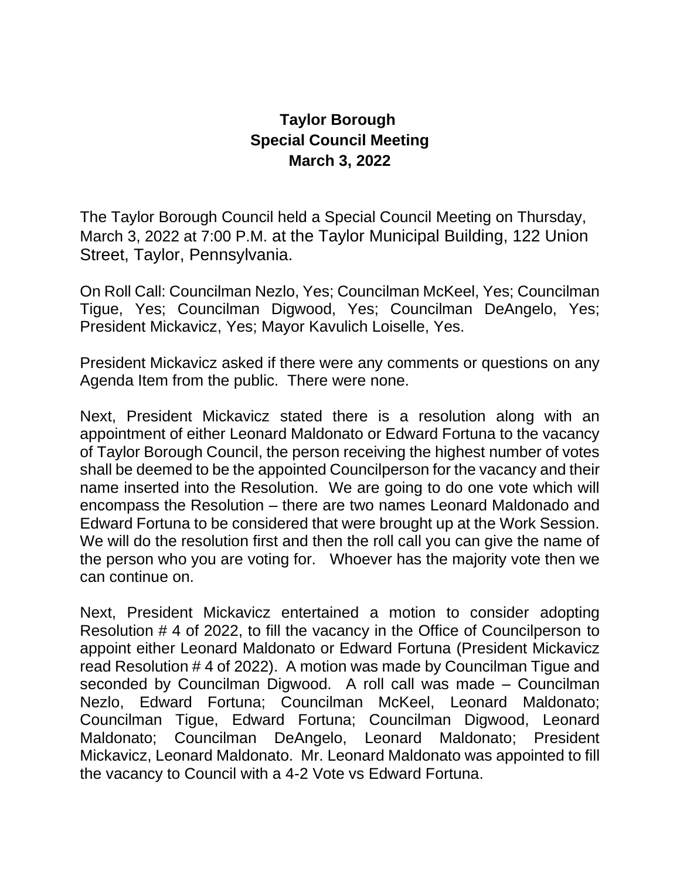# Taylor Borough
## Special Council Meeting
## March 3, 2022

The Taylor Borough Council held a Special Council Meeting on Thursday, March 3, 2022 at 7:00 P.M. at the Taylor Municipal Building, 122 Union Street, Taylor, Pennsylvania.

On Roll Call: Councilman Nezlo, Yes; Councilman McKeel, Yes; Councilman Tigue, Yes; Councilman Digwood, Yes; Councilman DeAngelo, Yes; President Mickavicz, Yes; Mayor Kavulich Loiselle, Yes.

President Mickavicz asked if there were any comments or questions on any Agenda Item from the public. There were none.

Next, President Mickavicz stated there is a resolution along with an appointment of either Leonard Maldonato or Edward Fortuna to the vacancy of Taylor Borough Council, the person receiving the highest number of votes shall be deemed to be the appointed Councilperson for the vacancy and their name inserted into the Resolution. We are going to do one vote which will encompass the Resolution – there are two names Leonard Maldonado and Edward Fortuna to be considered that were brought up at the Work Session. We will do the resolution first and then the roll call you can give the name of the person who you are voting for. Whoever has the majority vote then we can continue on.

Next, President Mickavicz entertained a motion to consider adopting Resolution # 4 of 2022, to fill the vacancy in the Office of Councilperson to appoint either Leonard Maldonato or Edward Fortuna (President Mickavicz read Resolution # 4 of 2022). A motion was made by Councilman Tigue and seconded by Councilman Digwood. A roll call was made – Councilman Nezlo, Edward Fortuna; Councilman McKeel, Leonard Maldonato; Councilman Tigue, Edward Fortuna; Councilman Digwood, Leonard Maldonato; Councilman DeAngelo, Leonard Maldonato; President Mickavicz, Leonard Maldonato. Mr. Leonard Maldonato was appointed to fill the vacancy to Council with a 4-2 Vote vs Edward Fortuna.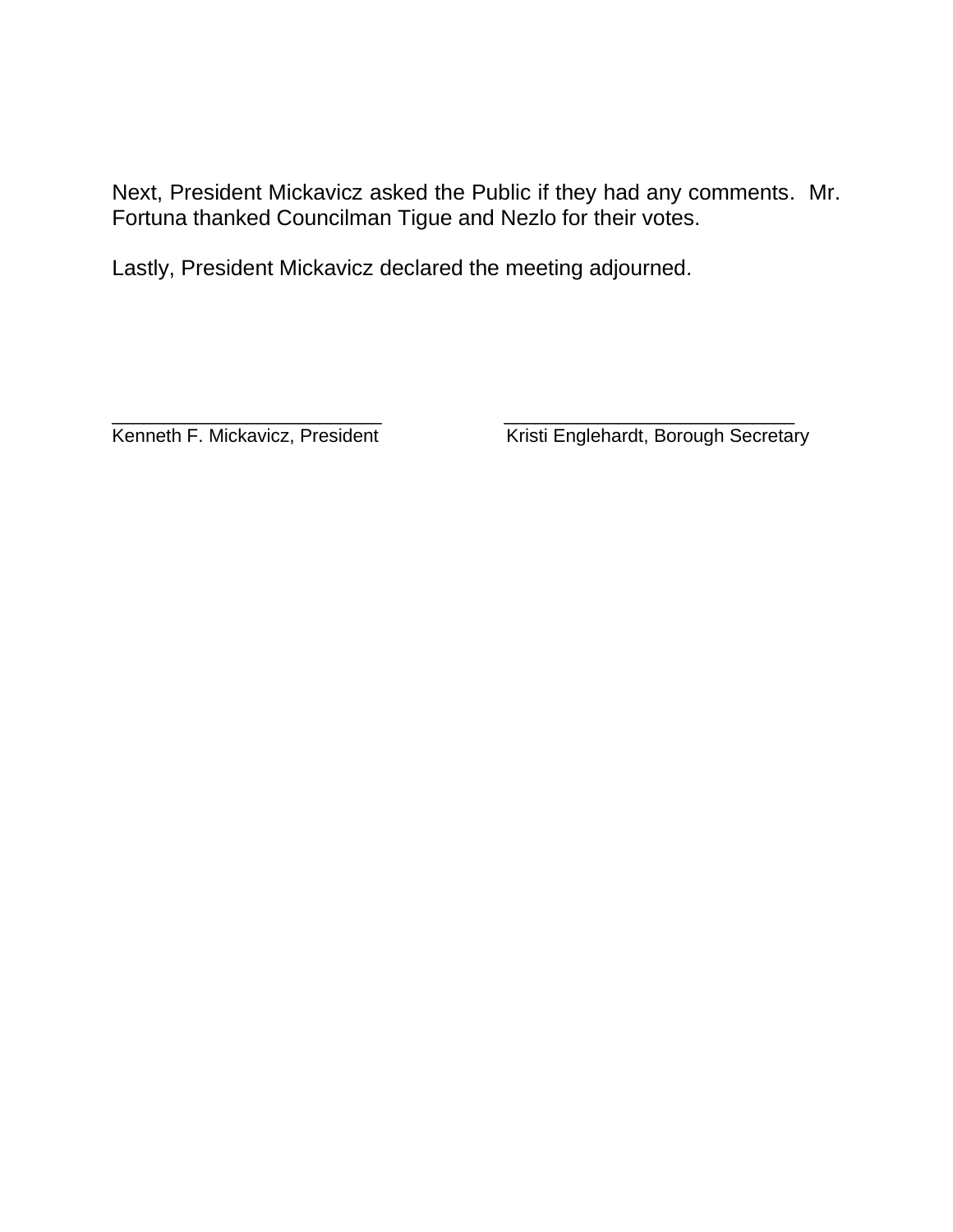Next, President Mickavicz asked the Public if they had any comments.  Mr. Fortuna thanked Councilman Tigue and Nezlo for their votes.

Lastly, President Mickavicz declared the meeting adjourned.

| | |
|---|---|
| ___________________________ | ___________________________ |
| Kenneth F. Mickavicz, President | Kristi Englehardt, Borough Secretary |